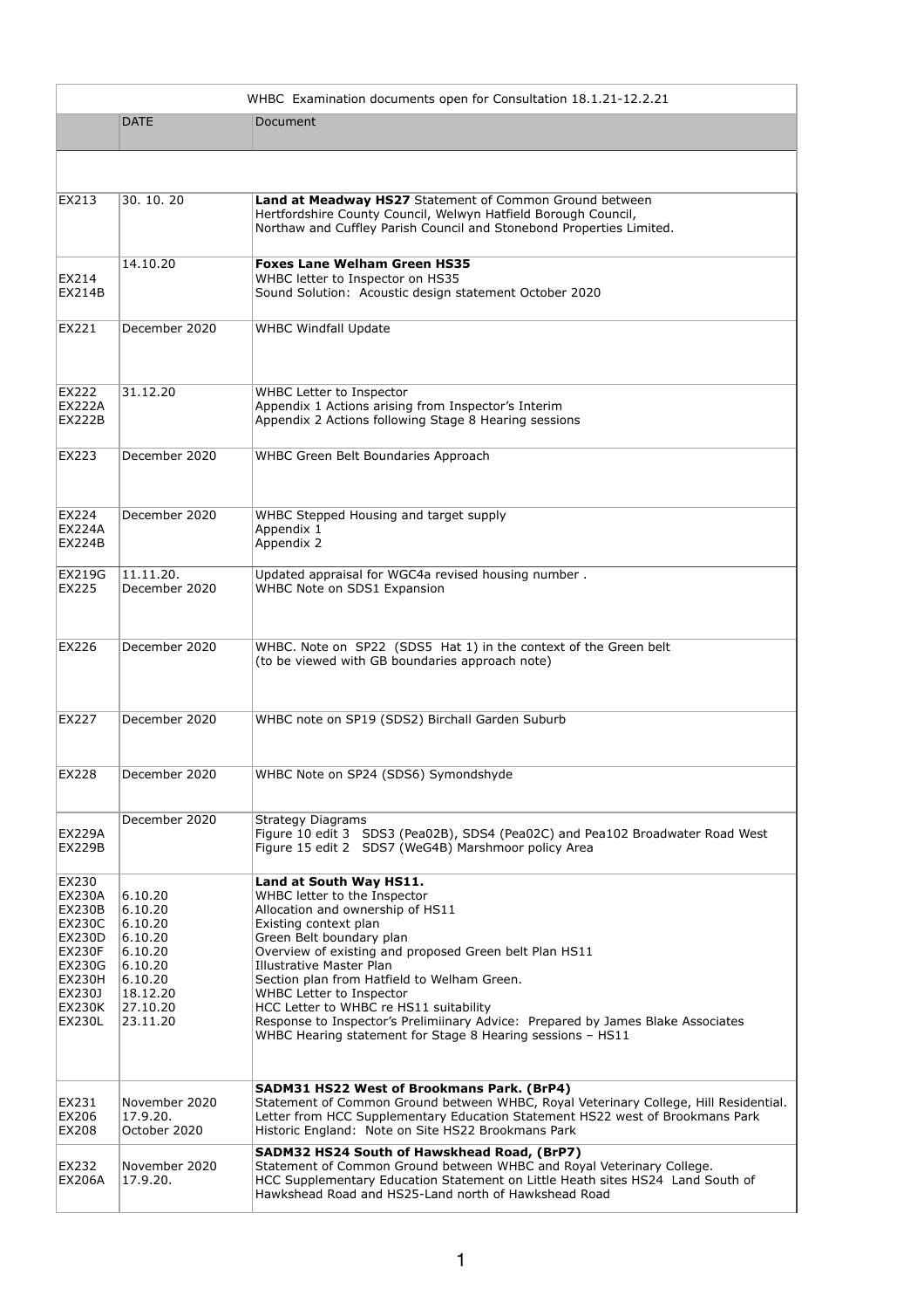| WHBC Examination documents open for Consultation 18.1.21-12.2.21 | | |
|---|---|---|
| | DATE | Document |
| | | |
| EX213 | 30. 10. 20 | **Land at Meadway HS27** Statement of Common Ground between Hertfordshire County Council, Welwyn Hatfield Borough Council, Northaw and Cuffley Parish Council and Stonebond Properties Limited. |
| EX214<br>EX214B | 14.10.20 | **Foxes Lane Welham Green HS35**<br>WHBC letter to Inspector on HS35<br>Sound Solution: Acoustic design statement October 2020 |
| EX221 | December 2020 | WHBC Windfall Update |
| EX222<br>EX222A<br>EX222B | 31.12.20 | WHBC Letter to Inspector<br>Appendix 1 Actions arising from Inspector's Interim<br>Appendix 2 Actions following Stage 8 Hearing sessions |
| EX223 | December 2020 | WHBC Green Belt Boundaries Approach |
| EX224<br>EX224A<br>EX224B | December 2020 | WHBC Stepped Housing and target supply<br>Appendix 1<br>Appendix 2 |
| EX219G<br>EX225 | 11.11.20.<br>December 2020 | Updated appraisal for WGC4a revised housing number .<br>WHBC Note on SDS1 Expansion |
| EX226 | December 2020 | WHBC. Note on SP22 (SDS5 Hat 1) in the context of the Green belt<br>(to be viewed with GB boundaries approach note) |
| EX227 | December 2020 | WHBC note on SP19 (SDS2) Birchall Garden Suburb |
| EX228 | December 2020 | WHBC Note on SP24 (SDS6) Symondshyde |
| EX229A<br>EX229B | December 2020 | Strategy Diagrams<br>Figure 10 edit 3 SDS3 (Pea02B), SDS4 (Pea02C) and Pea102 Broadwater Road West<br>Figure 15 edit 2 SDS7 (WeG4B) Marshmoor policy Area |
| EX230<br>EX230A<br>EX230B<br>EX230C<br>EX230D<br>EX230F<br>EX230G<br>EX230H<br>EX230J<br>EX230K<br>EX230L | <br>6.10.20<br>6.10.20<br>6.10.20<br>6.10.20<br>6.10.20<br>6.10.20<br>6.10.20<br>18.12.20<br>27.10.20<br>23.11.20 | **Land at South Way HS11.**<br>WHBC letter to the Inspector<br>Allocation and ownership of HS11<br>Existing context plan<br>Green Belt boundary plan<br>Overview of existing and proposed Green belt Plan HS11<br>Illustrative Master Plan<br>Section plan from Hatfield to Welham Green.<br>WHBC Letter to Inspector<br>HCC Letter to WHBC re HS11 suitability<br>Response to Inspector's Prelimiinary Advice: Prepared by James Blake Associates<br>WHBC Hearing statement for Stage 8 Hearing sessions – HS11 |
| EX231<br>EX206<br>EX208 | November 2020<br>17.9.20.<br>October 2020 | **SADM31 HS22 West of Brookmans Park. (BrP4)**<br>Statement of Common Ground between WHBC, Royal Veterinary College, Hill Residential.<br>Letter from HCC Supplementary Education Statement HS22 west of Brookmans Park<br>Historic England: Note on Site HS22 Brookmans Park |
| EX232<br>EX206A | November 2020<br>17.9.20. | **SADM32 HS24 South of Hawskhead Road, (BrP7)**<br>Statement of Common Ground between WHBC and Royal Veterinary College.<br>HCC Supplementary Education Statement on Little Heath sites HS24 Land South of Hawkshead Road and HS25-Land north of Hawkshead Road |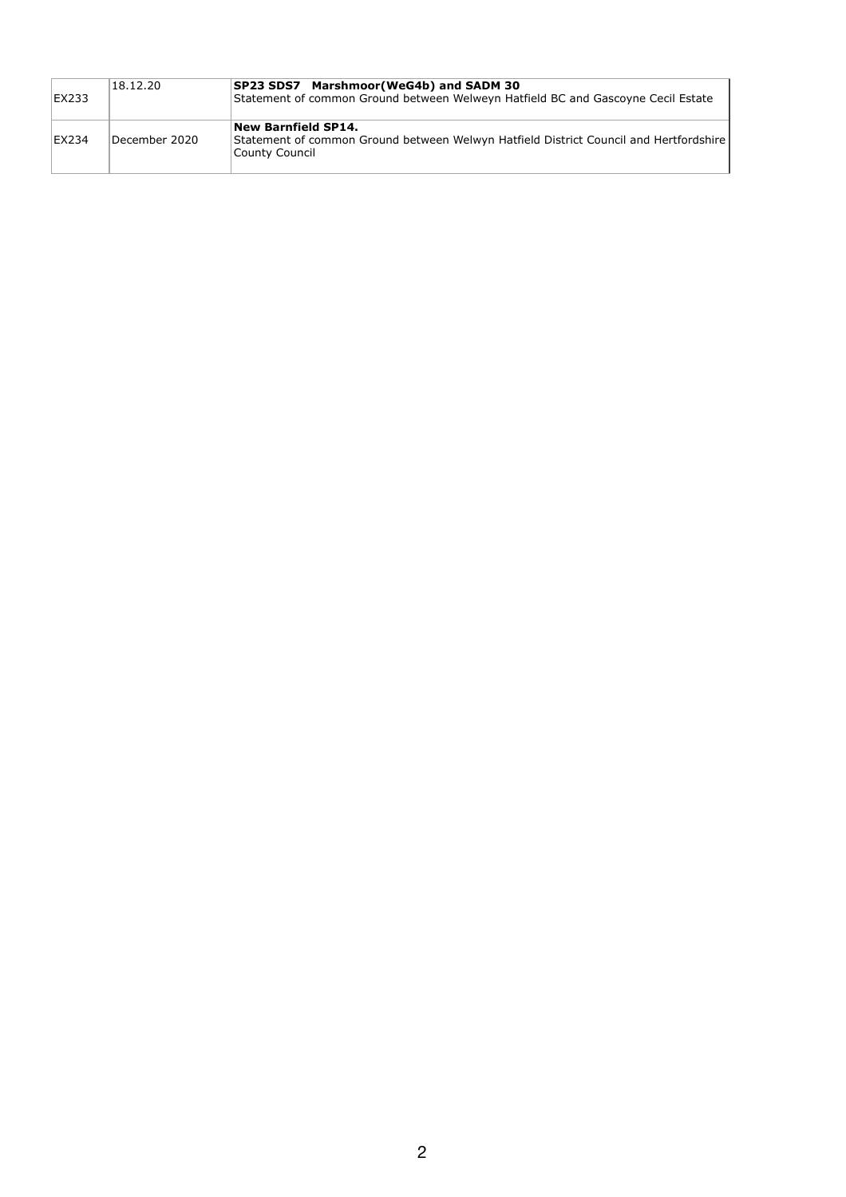| | | |
|---|---|---|
| EX233 | 18.12.20 | **SP23 SDS7 Marshmoor(WeG4b) and SADM 30**<br>Statement of common Ground between Welweyn Hatfield BC and Gascoyne Cecil Estate |
| EX234 | December 2020 | **New Barnfield SP14.**<br>Statement of common Ground between Welwyn Hatfield District Council and Hertfordshire County Council |